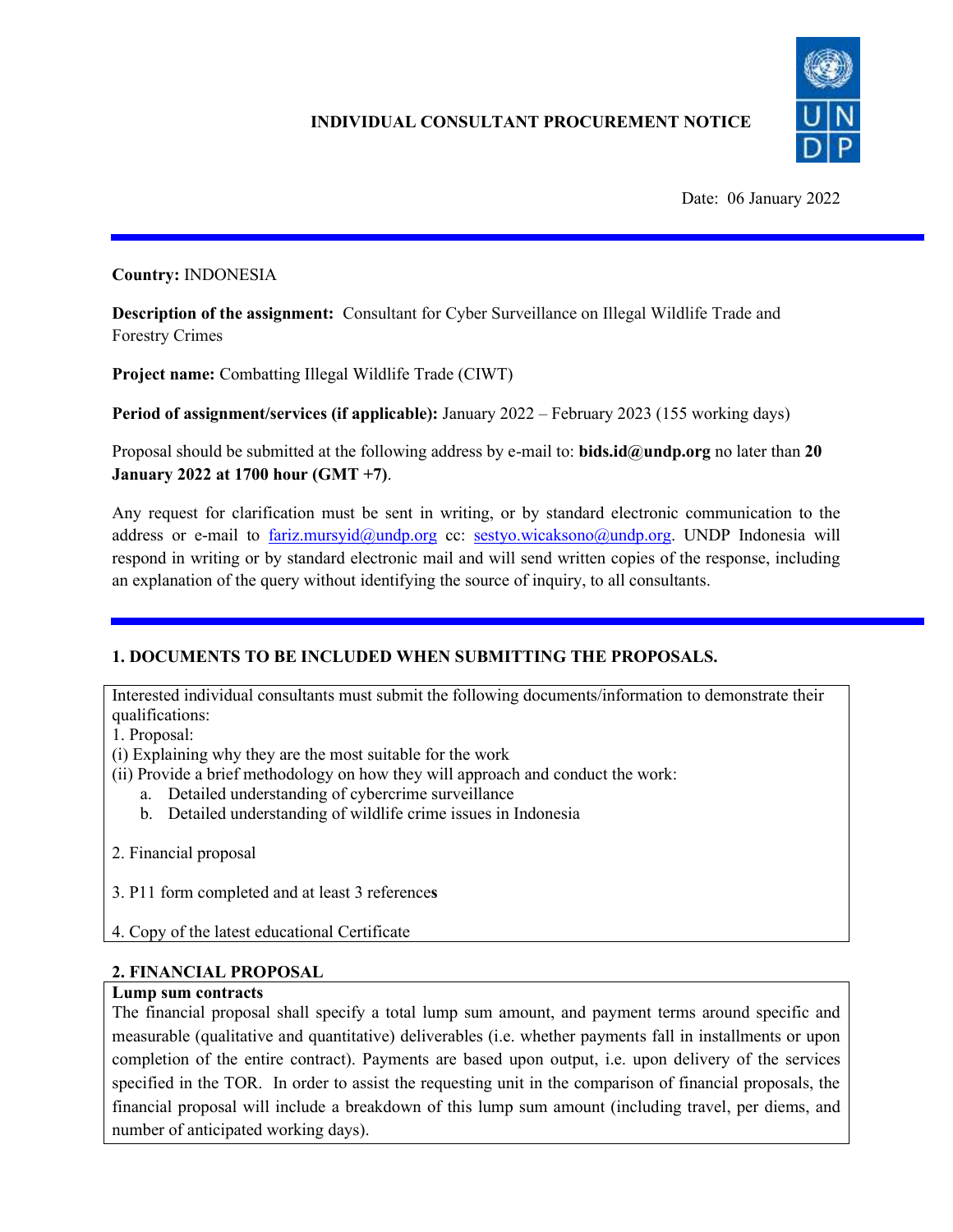# INDIVIDUAL CONSULTANT PROCUREMENT NOTICE

Date: 06 January 2022

**Country:** INDONESIA

**Description of the assignment:** Consultant for Cyber Surveillance on Illegal Wildlife Trade and Forestry Crimes

**Project name:** Combatting Illegal Wildlife Trade (CIWT)

**Period of assignment/services (if applicable):** January 2022 – February 2023 (155 working days)

Proposal should be submitted at the following address by e-mail to: **bids.id@undp.org** no later than **20 January 2022 at 1700 hour (GMT +7)**.

Any request for clarification must be sent in writing, or by standard electronic communication to the address or e-mail to fariz.mursyid@undp.org cc: sestyo.wicaksono@undp.org. UNDP Indonesia will respond in writing or by standard electronic mail and will send written copies of the response, including an explanation of the query without identifying the source of inquiry, to all consultants.

## 1. DOCUMENTS TO BE INCLUDED WHEN SUBMITTING THE PROPOSALS.

Interested individual consultants must submit the following documents/information to demonstrate their qualifications:

1. Proposal:

(i) Explaining why they are the most suitable for the work

(ii) Provide a brief methodology on how they will approach and conduct the work:

   a. Detailed understanding of cybercrime surveillance
   b. Detailed understanding of wildlife crime issues in Indonesia

2. Financial proposal

3. P11 form completed and at least 3 references

4. Copy of the latest educational Certificate

## 2. FINANCIAL PROPOSAL

**Lump sum contracts**

The financial proposal shall specify a total lump sum amount, and payment terms around specific and measurable (qualitative and quantitative) deliverables (i.e. whether payments fall in installments or upon completion of the entire contract). Payments are based upon output, i.e. upon delivery of the services specified in the TOR. In order to assist the requesting unit in the comparison of financial proposals, the financial proposal will include a breakdown of this lump sum amount (including travel, per diems, and number of anticipated working days).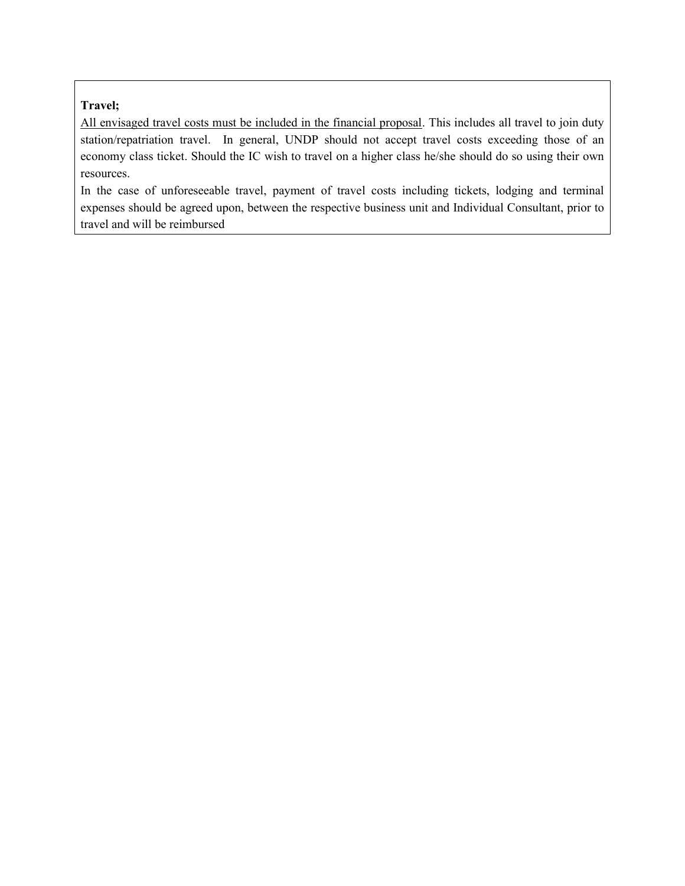**Travel;**

<u>All envisaged travel costs must be included in the financial proposal</u>. This includes all travel to join duty station/repatriation travel. In general, UNDP should not accept travel costs exceeding those of an economy class ticket. Should the IC wish to travel on a higher class he/she should do so using their own resources.

In the case of unforeseeable travel, payment of travel costs including tickets, lodging and terminal expenses should be agreed upon, between the respective business unit and Individual Consultant, prior to travel and will be reimbursed